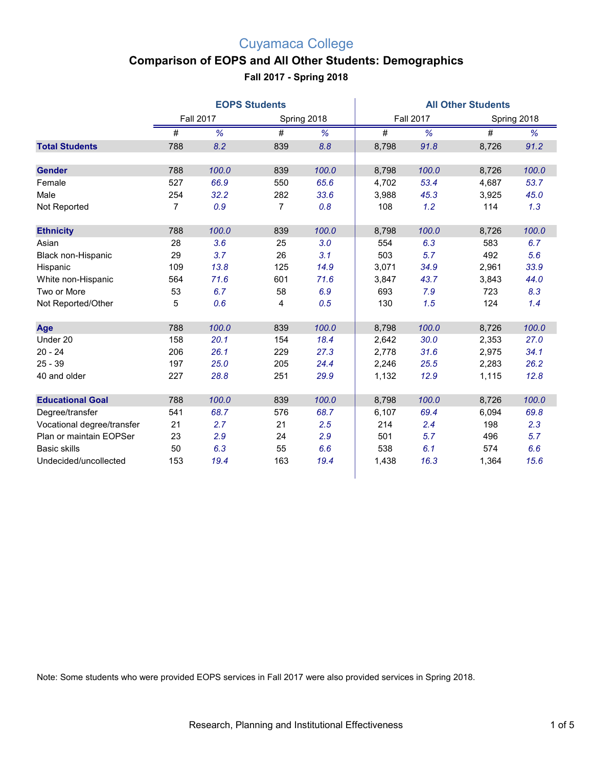# Cuyamaca College

## Comparison of EOPS and All Other Students: Demographics

### Fall 2017 - Spring 2018

| | EOPS Students | | | | All Other Students | | | |
|---|---|---|---|---|---|---|---|---|
| | Fall 2017 | | Spring 2018 | | Fall 2017 | | Spring 2018 | |
| | # | % | # | % | # | % | # | % |
| **Total Students** | 788 | *8.2* | 839 | *8.8* | 8,798 | *91.8* | 8,726 | *91.2* |
| **Gender** | 788 | *100.0* | 839 | *100.0* | 8,798 | *100.0* | 8,726 | *100.0* |
| Female | 527 | *66.9* | 550 | *65.6* | 4,702 | *53.4* | 4,687 | *53.7* |
| Male | 254 | *32.2* | 282 | *33.6* | 3,988 | *45.3* | 3,925 | *45.0* |
| Not Reported | 7 | *0.9* | 7 | *0.8* | 108 | *1.2* | 114 | *1.3* |
| **Ethnicity** | 788 | *100.0* | 839 | *100.0* | 8,798 | *100.0* | 8,726 | *100.0* |
| Asian | 28 | *3.6* | 25 | *3.0* | 554 | *6.3* | 583 | *6.7* |
| Black non-Hispanic | 29 | *3.7* | 26 | *3.1* | 503 | *5.7* | 492 | *5.6* |
| Hispanic | 109 | *13.8* | 125 | *14.9* | 3,071 | *34.9* | 2,961 | *33.9* |
| White non-Hispanic | 564 | *71.6* | 601 | *71.6* | 3,847 | *43.7* | 3,843 | *44.0* |
| Two or More | 53 | *6.7* | 58 | *6.9* | 693 | *7.9* | 723 | *8.3* |
| Not Reported/Other | 5 | *0.6* | 4 | *0.5* | 130 | *1.5* | 124 | *1.4* |
| **Age** | 788 | *100.0* | 839 | *100.0* | 8,798 | *100.0* | 8,726 | *100.0* |
| Under 20 | 158 | *20.1* | 154 | *18.4* | 2,642 | *30.0* | 2,353 | *27.0* |
| 20 - 24 | 206 | *26.1* | 229 | *27.3* | 2,778 | *31.6* | 2,975 | *34.1* |
| 25 - 39 | 197 | *25.0* | 205 | *24.4* | 2,246 | *25.5* | 2,283 | *26.2* |
| 40 and older | 227 | *28.8* | 251 | *29.9* | 1,132 | *12.9* | 1,115 | *12.8* |
| **Educational Goal** | 788 | *100.0* | 839 | *100.0* | 8,798 | *100.0* | 8,726 | *100.0* |
| Degree/transfer | 541 | *68.7* | 576 | *68.7* | 6,107 | *69.4* | 6,094 | *69.8* |
| Vocational degree/transfer | 21 | *2.7* | 21 | *2.5* | 214 | *2.4* | 198 | *2.3* |
| Plan or maintain EOPSer | 23 | *2.9* | 24 | *2.9* | 501 | *5.7* | 496 | *5.7* |
| Basic skills | 50 | *6.3* | 55 | *6.6* | 538 | *6.1* | 574 | *6.6* |
| Undecided/uncollected | 153 | *19.4* | 163 | *19.4* | 1,438 | *16.3* | 1,364 | *15.6* |

Note: Some students who were provided EOPS services in Fall 2017 were also provided services in Spring 2018.

Research, Planning and Institutional Effectiveness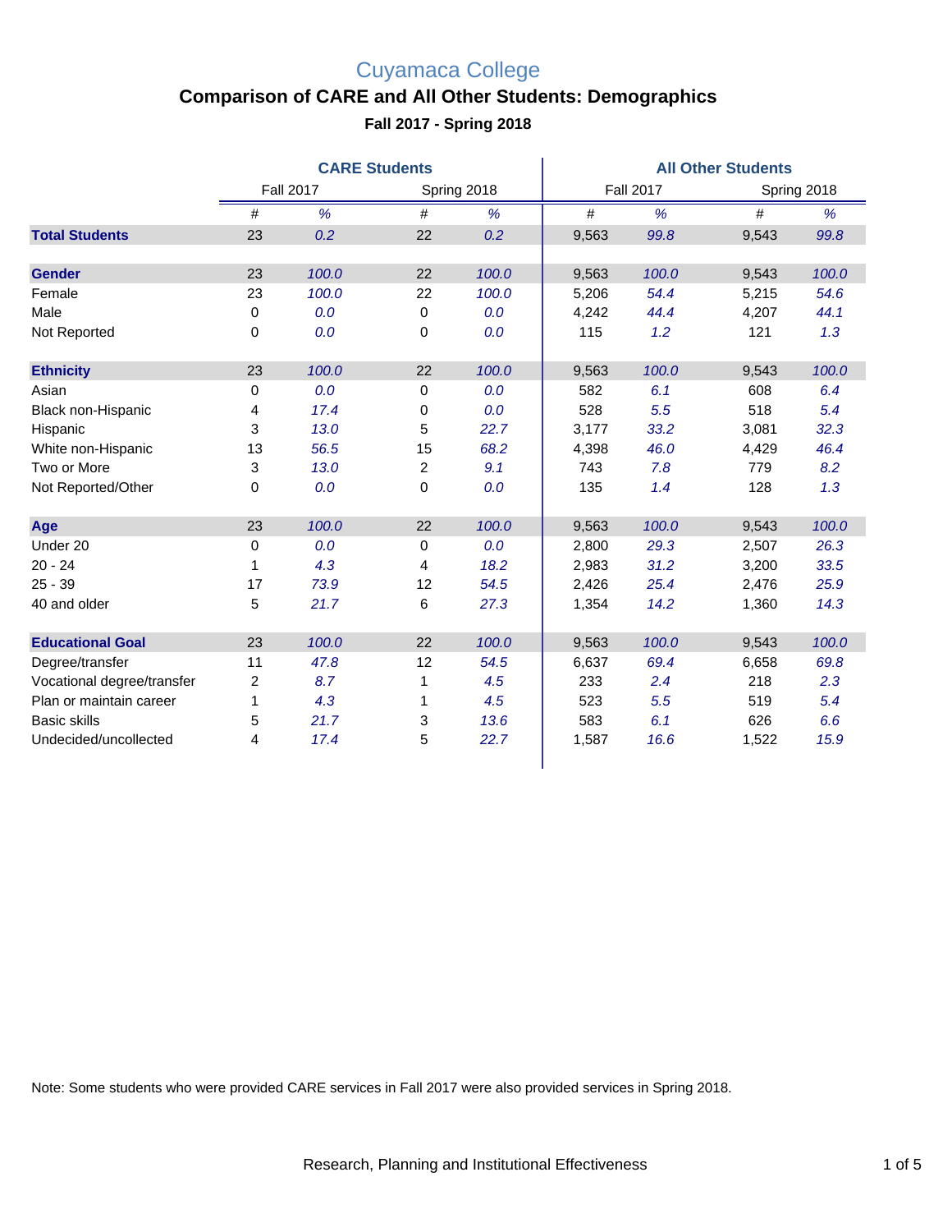# Cuyamaca College

## Comparison of CARE and All Other Students: Demographics

### Fall 2017 - Spring 2018

| | CARE Students | | | | All Other Students | | | |
|---|---|---|---|---|---|---|---|---|
| | Fall 2017 | | Spring 2018 | | Fall 2017 | | Spring 2018 | |
| | # | % | # | % | # | % | # | % |
| **Total Students** | 23 | *0.2* | 22 | *0.2* | 9,563 | *99.8* | 9,543 | *99.8* |
| | | | | | | | | |
| **Gender** | 23 | *100.0* | 22 | *100.0* | 9,563 | *100.0* | 9,543 | *100.0* |
| Female | 23 | *100.0* | 22 | *100.0* | 5,206 | *54.4* | 5,215 | *54.6* |
| Male | 0 | *0.0* | 0 | *0.0* | 4,242 | *44.4* | 4,207 | *44.1* |
| Not Reported | 0 | *0.0* | 0 | *0.0* | 115 | *1.2* | 121 | *1.3* |
| | | | | | | | | |
| **Ethnicity** | 23 | *100.0* | 22 | *100.0* | 9,563 | *100.0* | 9,543 | *100.0* |
| Asian | 0 | *0.0* | 0 | *0.0* | 582 | *6.1* | 608 | *6.4* |
| Black non-Hispanic | 4 | *17.4* | 0 | *0.0* | 528 | *5.5* | 518 | *5.4* |
| Hispanic | 3 | *13.0* | 5 | *22.7* | 3,177 | *33.2* | 3,081 | *32.3* |
| White non-Hispanic | 13 | *56.5* | 15 | *68.2* | 4,398 | *46.0* | 4,429 | *46.4* |
| Two or More | 3 | *13.0* | 2 | *9.1* | 743 | *7.8* | 779 | *8.2* |
| Not Reported/Other | 0 | *0.0* | 0 | *0.0* | 135 | *1.4* | 128 | *1.3* |
| | | | | | | | | |
| **Age** | 23 | *100.0* | 22 | *100.0* | 9,563 | *100.0* | 9,543 | *100.0* |
| Under 20 | 0 | *0.0* | 0 | *0.0* | 2,800 | *29.3* | 2,507 | *26.3* |
| 20 - 24 | 1 | *4.3* | 4 | *18.2* | 2,983 | *31.2* | 3,200 | *33.5* |
| 25 - 39 | 17 | *73.9* | 12 | *54.5* | 2,426 | *25.4* | 2,476 | *25.9* |
| 40 and older | 5 | *21.7* | 6 | *27.3* | 1,354 | *14.2* | 1,360 | *14.3* |
| | | | | | | | | |
| **Educational Goal** | 23 | *100.0* | 22 | *100.0* | 9,563 | *100.0* | 9,543 | *100.0* |
| Degree/transfer | 11 | *47.8* | 12 | *54.5* | 6,637 | *69.4* | 6,658 | *69.8* |
| Vocational degree/transfer | 2 | *8.7* | 1 | *4.5* | 233 | *2.4* | 218 | *2.3* |
| Plan or maintain career | 1 | *4.3* | 1 | *4.5* | 523 | *5.5* | 519 | *5.4* |
| Basic skills | 5 | *21.7* | 3 | *13.6* | 583 | *6.1* | 626 | *6.6* |
| Undecided/uncollected | 4 | *17.4* | 5 | *22.7* | 1,587 | *16.6* | 1,522 | *15.9* |

Note: Some students who were provided CARE services in Fall 2017 were also provided services in Spring 2018.

Research, Planning and Institutional Effectiveness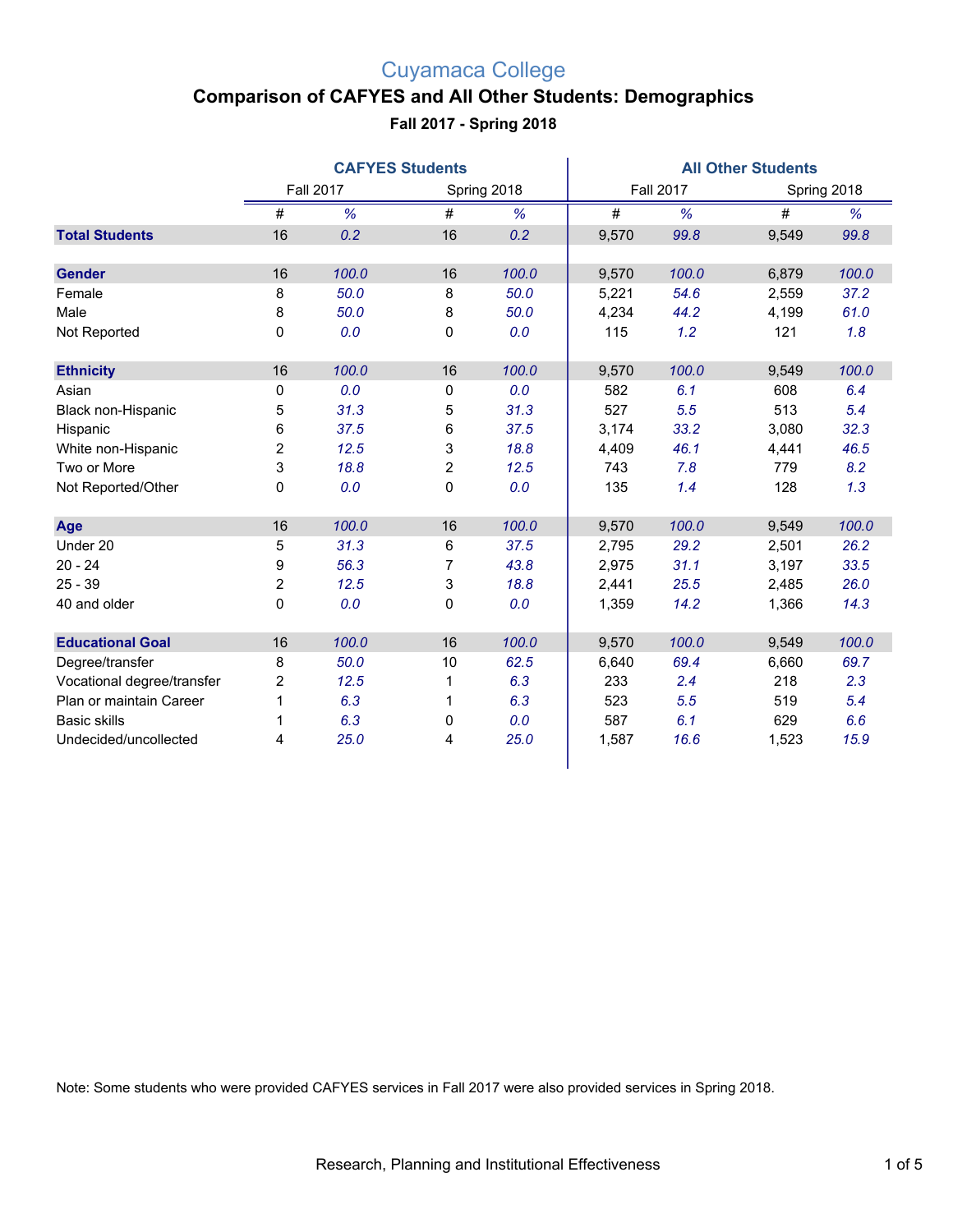# Cuyamaca College

## Comparison of CAFYES and All Other Students: Demographics

### Fall 2017 - Spring 2018

| | CAFYES Students | | | | All Other Students | | | |
|---|---|---|---|---|---|---|---|---|
| | Fall 2017 | | Spring 2018 | | Fall 2017 | | Spring 2018 | |
| | # | % | # | % | # | % | # | % |
| **Total Students** | 16 | 0.2 | 16 | 0.2 | 9,570 | 99.8 | 9,549 | 99.8 |
| **Gender** | 16 | 100.0 | 16 | 100.0 | 9,570 | 100.0 | 6,879 | 100.0 |
| Female | 8 | 50.0 | 8 | 50.0 | 5,221 | 54.6 | 2,559 | 37.2 |
| Male | 8 | 50.0 | 8 | 50.0 | 4,234 | 44.2 | 4,199 | 61.0 |
| Not Reported | 0 | 0.0 | 0 | 0.0 | 115 | 1.2 | 121 | 1.8 |
| **Ethnicity** | 16 | 100.0 | 16 | 100.0 | 9,570 | 100.0 | 9,549 | 100.0 |
| Asian | 0 | 0.0 | 0 | 0.0 | 582 | 6.1 | 608 | 6.4 |
| Black non-Hispanic | 5 | 31.3 | 5 | 31.3 | 527 | 5.5 | 513 | 5.4 |
| Hispanic | 6 | 37.5 | 6 | 37.5 | 3,174 | 33.2 | 3,080 | 32.3 |
| White non-Hispanic | 2 | 12.5 | 3 | 18.8 | 4,409 | 46.1 | 4,441 | 46.5 |
| Two or More | 3 | 18.8 | 2 | 12.5 | 743 | 7.8 | 779 | 8.2 |
| Not Reported/Other | 0 | 0.0 | 0 | 0.0 | 135 | 1.4 | 128 | 1.3 |
| **Age** | 16 | 100.0 | 16 | 100.0 | 9,570 | 100.0 | 9,549 | 100.0 |
| Under 20 | 5 | 31.3 | 6 | 37.5 | 2,795 | 29.2 | 2,501 | 26.2 |
| 20 - 24 | 9 | 56.3 | 7 | 43.8 | 2,975 | 31.1 | 3,197 | 33.5 |
| 25 - 39 | 2 | 12.5 | 3 | 18.8 | 2,441 | 25.5 | 2,485 | 26.0 |
| 40 and older | 0 | 0.0 | 0 | 0.0 | 1,359 | 14.2 | 1,366 | 14.3 |
| **Educational Goal** | 16 | 100.0 | 16 | 100.0 | 9,570 | 100.0 | 9,549 | 100.0 |
| Degree/transfer | 8 | 50.0 | 10 | 62.5 | 6,640 | 69.4 | 6,660 | 69.7 |
| Vocational degree/transfer | 2 | 12.5 | 1 | 6.3 | 233 | 2.4 | 218 | 2.3 |
| Plan or maintain Career | 1 | 6.3 | 1 | 6.3 | 523 | 5.5 | 519 | 5.4 |
| Basic skills | 1 | 6.3 | 0 | 0.0 | 587 | 6.1 | 629 | 6.6 |
| Undecided/uncollected | 4 | 25.0 | 4 | 25.0 | 1,587 | 16.6 | 1,523 | 15.9 |

Note: Some students who were provided CAFYES services in Fall 2017 were also provided services in Spring 2018.

Research, Planning and Institutional Effectiveness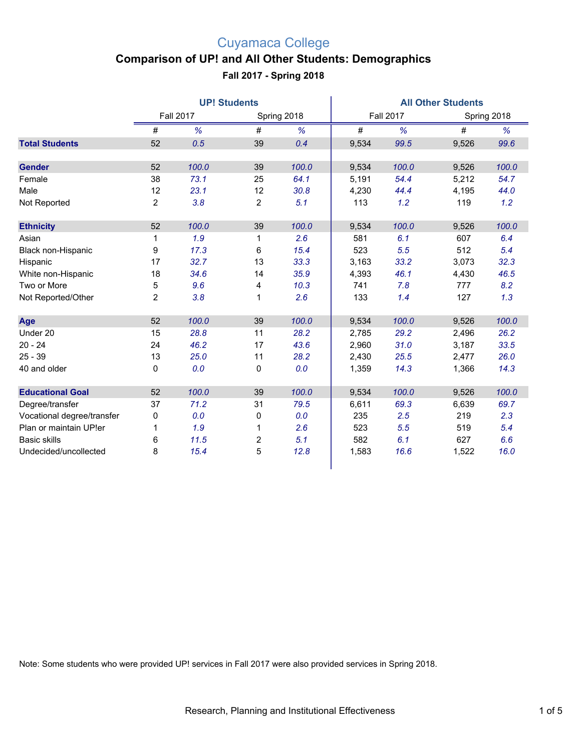# Cuyamaca College

## Comparison of UP! and All Other Students: Demographics

### Fall 2017 - Spring 2018

| | UP! Students | | | | All Other Students | | | |
|---|---|---|---|---|---|---|---|---|
| | Fall 2017 | | Spring 2018 | | Fall 2017 | | Spring 2018 | |
| | # | % | # | % | # | % | # | % |
| **Total Students** | 52 | *0.5* | 39 | *0.4* | 9,534 | *99.5* | 9,526 | *99.6* |
| | | | | | | | | |
| **Gender** | 52 | *100.0* | 39 | *100.0* | 9,534 | *100.0* | 9,526 | *100.0* |
| Female | 38 | *73.1* | 25 | *64.1* | 5,191 | *54.4* | 5,212 | *54.7* |
| Male | 12 | *23.1* | 12 | *30.8* | 4,230 | *44.4* | 4,195 | *44.0* |
| Not Reported | 2 | *3.8* | 2 | *5.1* | 113 | *1.2* | 119 | *1.2* |
| | | | | | | | | |
| **Ethnicity** | 52 | *100.0* | 39 | *100.0* | 9,534 | *100.0* | 9,526 | *100.0* |
| Asian | 1 | *1.9* | 1 | *2.6* | 581 | *6.1* | 607 | *6.4* |
| Black non-Hispanic | 9 | *17.3* | 6 | *15.4* | 523 | *5.5* | 512 | *5.4* |
| Hispanic | 17 | *32.7* | 13 | *33.3* | 3,163 | *33.2* | 3,073 | *32.3* |
| White non-Hispanic | 18 | *34.6* | 14 | *35.9* | 4,393 | *46.1* | 4,430 | *46.5* |
| Two or More | 5 | *9.6* | 4 | *10.3* | 741 | *7.8* | 777 | *8.2* |
| Not Reported/Other | 2 | *3.8* | 1 | *2.6* | 133 | *1.4* | 127 | *1.3* |
| | | | | | | | | |
| **Age** | 52 | *100.0* | 39 | *100.0* | 9,534 | *100.0* | 9,526 | *100.0* |
| Under 20 | 15 | *28.8* | 11 | *28.2* | 2,785 | *29.2* | 2,496 | *26.2* |
| 20 - 24 | 24 | *46.2* | 17 | *43.6* | 2,960 | *31.0* | 3,187 | *33.5* |
| 25 - 39 | 13 | *25.0* | 11 | *28.2* | 2,430 | *25.5* | 2,477 | *26.0* |
| 40 and older | 0 | *0.0* | 0 | *0.0* | 1,359 | *14.3* | 1,366 | *14.3* |
| | | | | | | | | |
| **Educational Goal** | 52 | *100.0* | 39 | *100.0* | 9,534 | *100.0* | 9,526 | *100.0* |
| Degree/transfer | 37 | *71.2* | 31 | *79.5* | 6,611 | *69.3* | 6,639 | *69.7* |
| Vocational degree/transfer | 0 | *0.0* | 0 | *0.0* | 235 | *2.5* | 219 | *2.3* |
| Plan or maintain UP!er | 1 | *1.9* | 1 | *2.6* | 523 | *5.5* | 519 | *5.4* |
| Basic skills | 6 | *11.5* | 2 | *5.1* | 582 | *6.1* | 627 | *6.6* |
| Undecided/uncollected | 8 | *15.4* | 5 | *12.8* | 1,583 | *16.6* | 1,522 | *16.0* |

Note: Some students who were provided UP! services in Fall 2017 were also provided services in Spring 2018.

Research, Planning and Institutional Effectiveness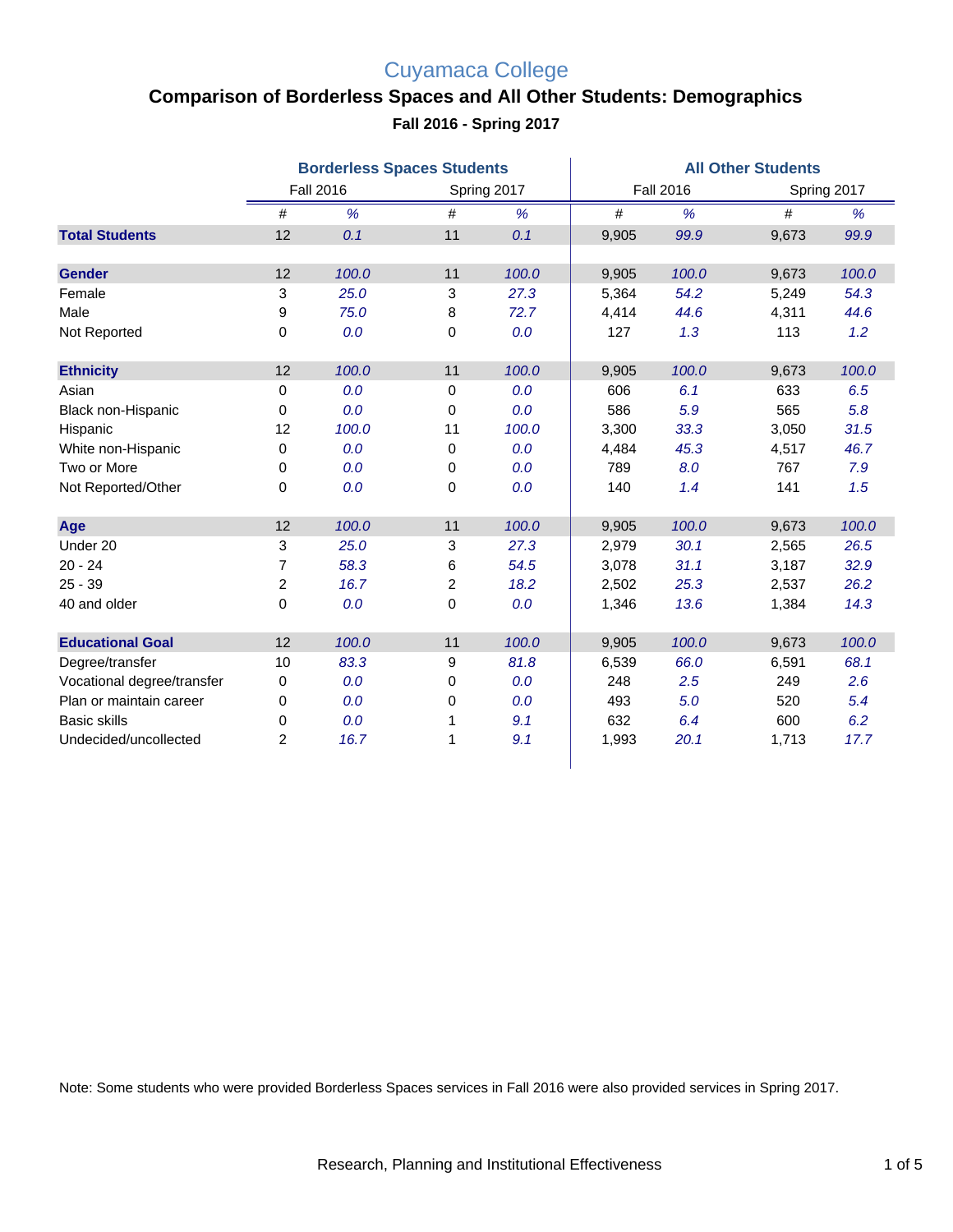## Cuyamaca College

# Comparison of Borderless Spaces and All Other Students: Demographics

### Fall 2016 - Spring 2017

| | Borderless Spaces Students | | | | All Other Students | | | |
|---|---|---|---|---|---|---|---|---|
| | Fall 2016 | | Spring 2017 | | Fall 2016 | | Spring 2017 | |
| | # | % | # | % | # | % | # | % |
| **Total Students** | 12 | *0.1* | 11 | *0.1* | 9,905 | *99.9* | 9,673 | *99.9* |
| **Gender** | 12 | *100.0* | 11 | *100.0* | 9,905 | *100.0* | 9,673 | *100.0* |
| Female | 3 | *25.0* | 3 | *27.3* | 5,364 | *54.2* | 5,249 | *54.3* |
| Male | 9 | *75.0* | 8 | *72.7* | 4,414 | *44.6* | 4,311 | *44.6* |
| Not Reported | 0 | *0.0* | 0 | *0.0* | 127 | *1.3* | 113 | *1.2* |
| **Ethnicity** | 12 | *100.0* | 11 | *100.0* | 9,905 | *100.0* | 9,673 | *100.0* |
| Asian | 0 | *0.0* | 0 | *0.0* | 606 | *6.1* | 633 | *6.5* |
| Black non-Hispanic | 0 | *0.0* | 0 | *0.0* | 586 | *5.9* | 565 | *5.8* |
| Hispanic | 12 | *100.0* | 11 | *100.0* | 3,300 | *33.3* | 3,050 | *31.5* |
| White non-Hispanic | 0 | *0.0* | 0 | *0.0* | 4,484 | *45.3* | 4,517 | *46.7* |
| Two or More | 0 | *0.0* | 0 | *0.0* | 789 | *8.0* | 767 | *7.9* |
| Not Reported/Other | 0 | *0.0* | 0 | *0.0* | 140 | *1.4* | 141 | *1.5* |
| **Age** | 12 | *100.0* | 11 | *100.0* | 9,905 | *100.0* | 9,673 | *100.0* |
| Under 20 | 3 | *25.0* | 3 | *27.3* | 2,979 | *30.1* | 2,565 | *26.5* |
| 20 - 24 | 7 | *58.3* | 6 | *54.5* | 3,078 | *31.1* | 3,187 | *32.9* |
| 25 - 39 | 2 | *16.7* | 2 | *18.2* | 2,502 | *25.3* | 2,537 | *26.2* |
| 40 and older | 0 | *0.0* | 0 | *0.0* | 1,346 | *13.6* | 1,384 | *14.3* |
| **Educational Goal** | 12 | *100.0* | 11 | *100.0* | 9,905 | *100.0* | 9,673 | *100.0* |
| Degree/transfer | 10 | *83.3* | 9 | *81.8* | 6,539 | *66.0* | 6,591 | *68.1* |
| Vocational degree/transfer | 0 | *0.0* | 0 | *0.0* | 248 | *2.5* | 249 | *2.6* |
| Plan or maintain career | 0 | *0.0* | 0 | *0.0* | 493 | *5.0* | 520 | *5.4* |
| Basic skills | 0 | *0.0* | 1 | *9.1* | 632 | *6.4* | 600 | *6.2* |
| Undecided/uncollected | 2 | *16.7* | 1 | *9.1* | 1,993 | *20.1* | 1,713 | *17.7* |

Note: Some students who were provided Borderless Spaces services in Fall 2016 were also provided services in Spring 2017.

Research, Planning and Institutional Effectiveness